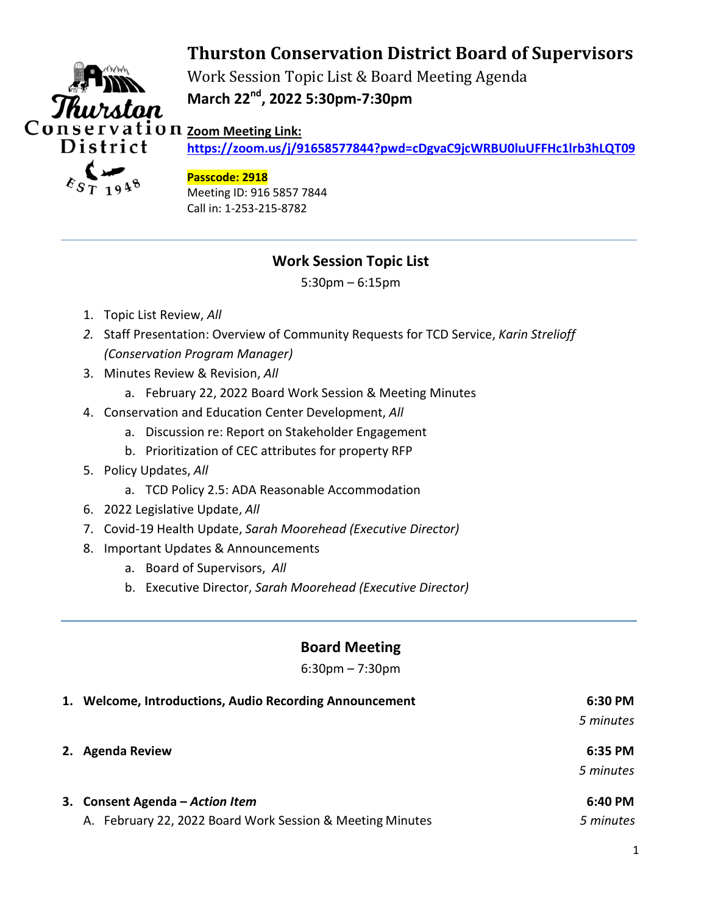# Thurston Conservation District Board of Supervisors

Work Session Topic List & Board Meeting Agenda

**March 22nd, 2022 5:30pm-7:30pm**

**Zoom Meeting Link:**
**https://zoom.us/j/91658577844?pwd=cDgvaC9jcWRBU0luUFFHc1lrb3hLQT09**

**Passcode: 2918**
Meeting ID: 916 5857 7844
Call in: 1-253-215-8782

---

## Work Session Topic List

5:30pm – 6:15pm

1. Topic List Review, *All*
2. Staff Presentation: Overview of Community Requests for TCD Service, *Karin Strelioff (Conservation Program Manager)*
3. Minutes Review & Revision, *All*
   a. February 22, 2022 Board Work Session & Meeting Minutes
4. Conservation and Education Center Development, *All*
   a. Discussion re: Report on Stakeholder Engagement
   b. Prioritization of CEC attributes for property RFP
5. Policy Updates, *All*
   a. TCD Policy 2.5: ADA Reasonable Accommodation
6. 2022 Legislative Update, *All*
7. Covid-19 Health Update, *Sarah Moorehead (Executive Director)*
8. Important Updates & Announcements
   a. Board of Supervisors, *All*
   b. Executive Director, *Sarah Moorehead (Executive Director)*

---

## Board Meeting

6:30pm – 7:30pm

| | | |
|---|---|---|
| 1. | **Welcome, Introductions, Audio Recording Announcement** | **6:30 PM** *5 minutes* |
| 2. | **Agenda Review** | **6:35 PM** *5 minutes* |
| 3. | **Consent Agenda – *Action Item*** | **6:40 PM** |
| | A. February 22, 2022 Board Work Session & Meeting Minutes | *5 minutes* |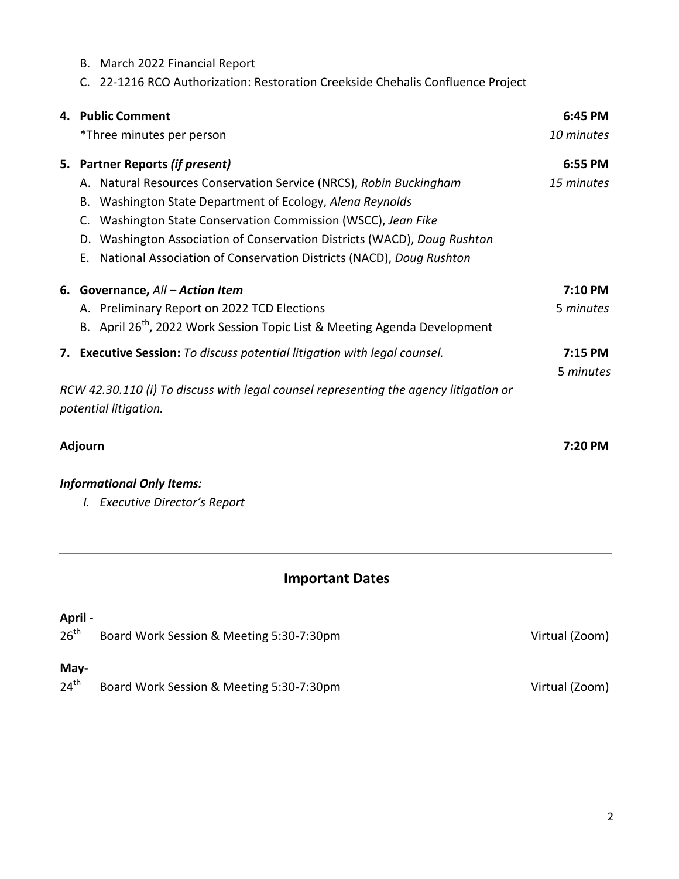B. March 2022 Financial Report
C. 22-1216 RCO Authorization: Restoration Creekside Chehalis Confluence Project

**4. Public Comment** — **6:45 PM**
\*Three minutes per person — *10 minutes*

**5. Partner Reports *(if present)*** — **6:55 PM** — *15 minutes*

A. Natural Resources Conservation Service (NRCS), *Robin Buckingham*
B. Washington State Department of Ecology, *Alena Reynolds*
C. Washington State Conservation Commission (WSCC), *Jean Fike*
D. Washington Association of Conservation Districts (WACD), *Doug Rushton*
E. National Association of Conservation Districts (NACD), *Doug Rushton*

**6. Governance,** *All* – ***Action Item*** — **7:10 PM**

A. Preliminary Report on 2022 TCD Elections — 5 *minutes*
B. April 26th, 2022 Work Session Topic List & Meeting Agenda Development

**7. Executive Session:** *To discuss potential litigation with legal counsel.* — **7:15 PM** — 5 *minutes*

*RCW 42.30.110 (i) To discuss with legal counsel representing the agency litigation or potential litigation.*

**Adjourn** — **7:20 PM**

***Informational Only Items:***

*I. Executive Director's Report*

---

## Important Dates

**April -**
26th Board Work Session & Meeting 5:30-7:30pm — Virtual (Zoom)

**May-**
24th Board Work Session & Meeting 5:30-7:30pm — Virtual (Zoom)